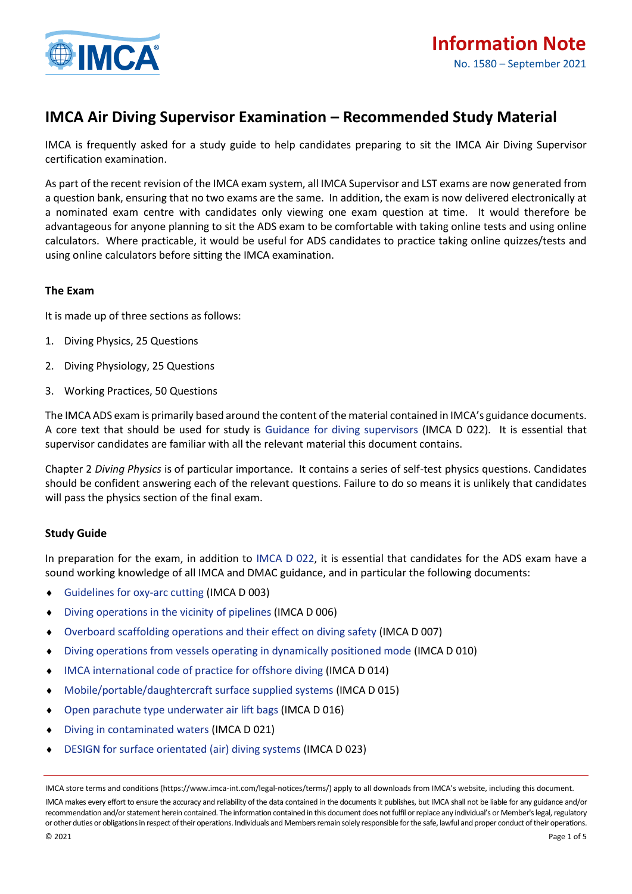Information Note

No. 1580 – September 2021

# IMCA Air Diving Supervisor Examination – Recommended Study Material

IMCA is frequently asked for a study guide to help candidates preparing to sit the IMCA Air Diving Supervisor certification examination.

As part of the recent revision of the IMCA exam system, all IMCA Supervisor and LST exams are now generated from a question bank, ensuring that no two exams are the same. In addition, the exam is now delivered electronically at a nominated exam centre with candidates only viewing one exam question at time. It would therefore be advantageous for anyone planning to sit the ADS exam to be comfortable with taking online tests and using online calculators. Where practicable, it would be useful for ADS candidates to practice taking online quizzes/tests and using online calculators before sitting the IMCA examination.

### The Exam

It is made up of three sections as follows:

1. Diving Physics, 25 Questions
2. Diving Physiology, 25 Questions
3. Working Practices, 50 Questions

The IMCA ADS exam is primarily based around the content of the material contained in IMCA's guidance documents. A core text that should be used for study is Guidance for diving supervisors (IMCA D 022). It is essential that supervisor candidates are familiar with all the relevant material this document contains.

Chapter 2 *Diving Physics* is of particular importance. It contains a series of self-test physics questions. Candidates should be confident answering each of the relevant questions. Failure to do so means it is unlikely that candidates will pass the physics section of the final exam.

### Study Guide

In preparation for the exam, in addition to IMCA D 022, it is essential that candidates for the ADS exam have a sound working knowledge of all IMCA and DMAC guidance, and in particular the following documents:

- Guidelines for oxy-arc cutting (IMCA D 003)
- Diving operations in the vicinity of pipelines (IMCA D 006)
- Overboard scaffolding operations and their effect on diving safety (IMCA D 007)
- Diving operations from vessels operating in dynamically positioned mode (IMCA D 010)
- IMCA international code of practice for offshore diving (IMCA D 014)
- Mobile/portable/daughtercraft surface supplied systems (IMCA D 015)
- Open parachute type underwater air lift bags (IMCA D 016)
- Diving in contaminated waters (IMCA D 021)
- DESIGN for surface orientated (air) diving systems (IMCA D 023)

IMCA store terms and conditions (https://www.imca-int.com/legal-notices/terms/) apply to all downloads from IMCA's website, including this document.

IMCA makes every effort to ensure the accuracy and reliability of the data contained in the documents it publishes, but IMCA shall not be liable for any guidance and/or recommendation and/or statement herein contained. The information contained in this document does not fulfil or replace any individual's or Member's legal, regulatory or other duties or obligations in respect of their operations. Individuals and Members remain solely responsible for the safe, lawful and proper conduct of their operations.

© 2021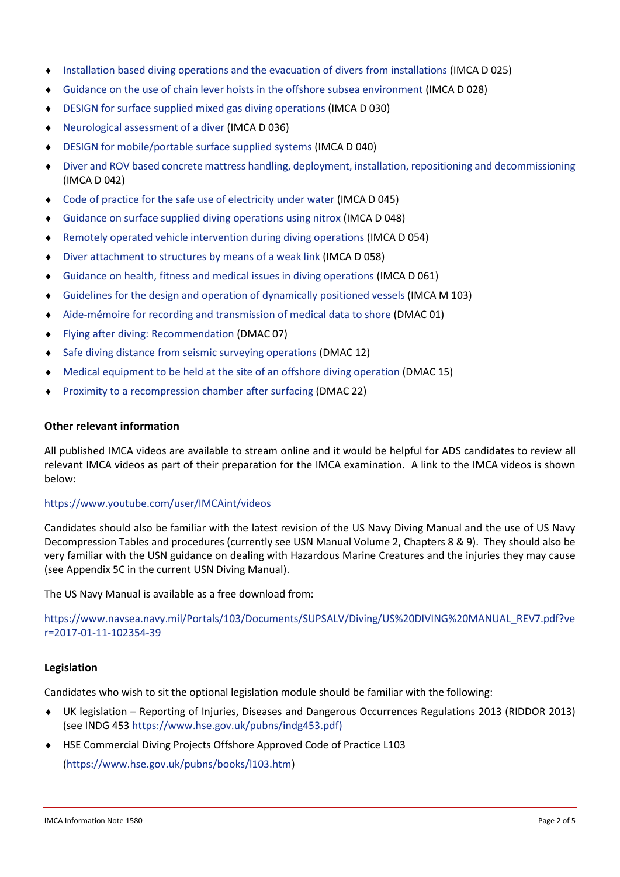- Installation based diving operations and the evacuation of divers from installations (IMCA D 025)
- Guidance on the use of chain lever hoists in the offshore subsea environment (IMCA D 028)
- DESIGN for surface supplied mixed gas diving operations (IMCA D 030)
- Neurological assessment of a diver (IMCA D 036)
- DESIGN for mobile/portable surface supplied systems (IMCA D 040)
- Diver and ROV based concrete mattress handling, deployment, installation, repositioning and decommissioning (IMCA D 042)
- Code of practice for the safe use of electricity under water (IMCA D 045)
- Guidance on surface supplied diving operations using nitrox (IMCA D 048)
- Remotely operated vehicle intervention during diving operations (IMCA D 054)
- Diver attachment to structures by means of a weak link (IMCA D 058)
- Guidance on health, fitness and medical issues in diving operations (IMCA D 061)
- Guidelines for the design and operation of dynamically positioned vessels (IMCA M 103)
- Aide-mémoire for recording and transmission of medical data to shore (DMAC 01)
- Flying after diving: Recommendation (DMAC 07)
- Safe diving distance from seismic surveying operations (DMAC 12)
- Medical equipment to be held at the site of an offshore diving operation (DMAC 15)
- Proximity to a recompression chamber after surfacing (DMAC 22)

**Other relevant information**

All published IMCA videos are available to stream online and it would be helpful for ADS candidates to review all relevant IMCA videos as part of their preparation for the IMCA examination. A link to the IMCA videos is shown below:

https://www.youtube.com/user/IMCAint/videos

Candidates should also be familiar with the latest revision of the US Navy Diving Manual and the use of US Navy Decompression Tables and procedures (currently see USN Manual Volume 2, Chapters 8 & 9). They should also be very familiar with the USN guidance on dealing with Hazardous Marine Creatures and the injuries they may cause (see Appendix 5C in the current USN Diving Manual).

The US Navy Manual is available as a free download from:

https://www.navsea.navy.mil/Portals/103/Documents/SUPSALV/Diving/US%20DIVING%20MANUAL_REV7.pdf?ver=2017-01-11-102354-39

**Legislation**

Candidates who wish to sit the optional legislation module should be familiar with the following:

- UK legislation – Reporting of Injuries, Diseases and Dangerous Occurrences Regulations 2013 (RIDDOR 2013) (see INDG 453 https://www.hse.gov.uk/pubns/indg453.pdf)
- HSE Commercial Diving Projects Offshore Approved Code of Practice L103 (https://www.hse.gov.uk/pubns/books/l103.htm)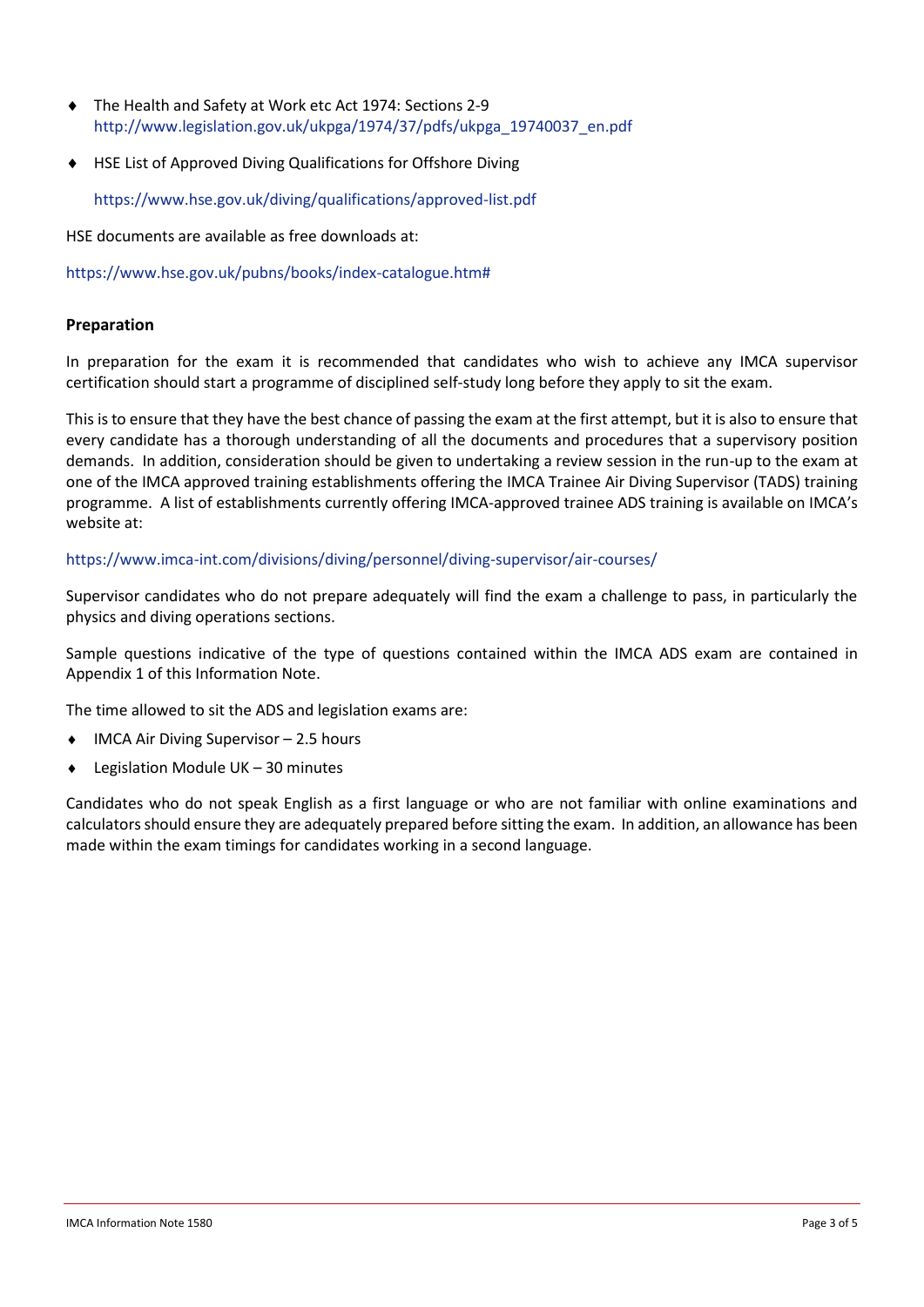- The Health and Safety at Work etc Act 1974: Sections 2-9
  http://www.legislation.gov.uk/ukpga/1974/37/pdfs/ukpga_19740037_en.pdf
- HSE List of Approved Diving Qualifications for Offshore Diving

  https://www.hse.gov.uk/diving/qualifications/approved-list.pdf

HSE documents are available as free downloads at:

https://www.hse.gov.uk/pubns/books/index-catalogue.htm#

**Preparation**

In preparation for the exam it is recommended that candidates who wish to achieve any IMCA supervisor certification should start a programme of disciplined self-study long before they apply to sit the exam.

This is to ensure that they have the best chance of passing the exam at the first attempt, but it is also to ensure that every candidate has a thorough understanding of all the documents and procedures that a supervisory position demands. In addition, consideration should be given to undertaking a review session in the run-up to the exam at one of the IMCA approved training establishments offering the IMCA Trainee Air Diving Supervisor (TADS) training programme. A list of establishments currently offering IMCA-approved trainee ADS training is available on IMCA's website at:

https://www.imca-int.com/divisions/diving/personnel/diving-supervisor/air-courses/

Supervisor candidates who do not prepare adequately will find the exam a challenge to pass, in particularly the physics and diving operations sections.

Sample questions indicative of the type of questions contained within the IMCA ADS exam are contained in Appendix 1 of this Information Note.

The time allowed to sit the ADS and legislation exams are:

- IMCA Air Diving Supervisor – 2.5 hours
- Legislation Module UK – 30 minutes

Candidates who do not speak English as a first language or who are not familiar with online examinations and calculators should ensure they are adequately prepared before sitting the exam. In addition, an allowance has been made within the exam timings for candidates working in a second language.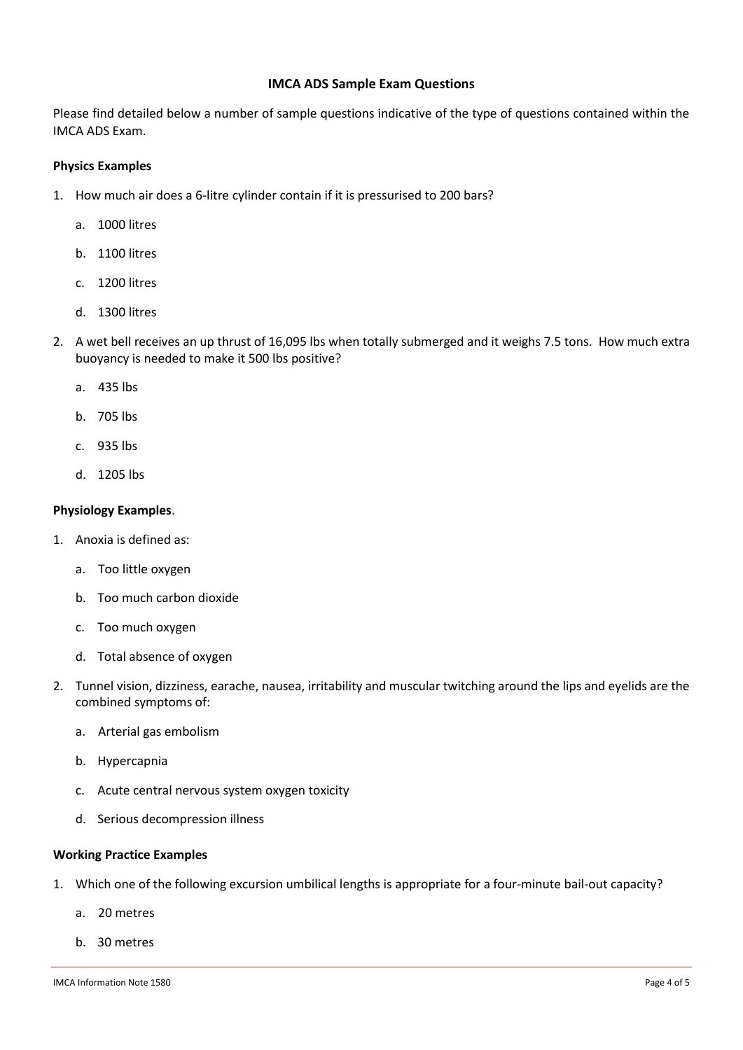**IMCA ADS Sample Exam Questions**

Please find detailed below a number of sample questions indicative of the type of questions contained within the IMCA ADS Exam.

**Physics Examples**

1. How much air does a 6-litre cylinder contain if it is pressurised to 200 bars?
   a. 1000 litres
   b. 1100 litres
   c. 1200 litres
   d. 1300 litres

2. A wet bell receives an up thrust of 16,095 lbs when totally submerged and it weighs 7.5 tons. How much extra buoyancy is needed to make it 500 lbs positive?
   a. 435 lbs
   b. 705 lbs
   c. 935 lbs
   d. 1205 lbs

**Physiology Examples**.

1. Anoxia is defined as:
   a. Too little oxygen
   b. Too much carbon dioxide
   c. Too much oxygen
   d. Total absence of oxygen

2. Tunnel vision, dizziness, earache, nausea, irritability and muscular twitching around the lips and eyelids are the combined symptoms of:
   a. Arterial gas embolism
   b. Hypercapnia
   c. Acute central nervous system oxygen toxicity
   d. Serious decompression illness

**Working Practice Examples**

1. Which one of the following excursion umbilical lengths is appropriate for a four-minute bail-out capacity?
   a. 20 metres
   b. 30 metres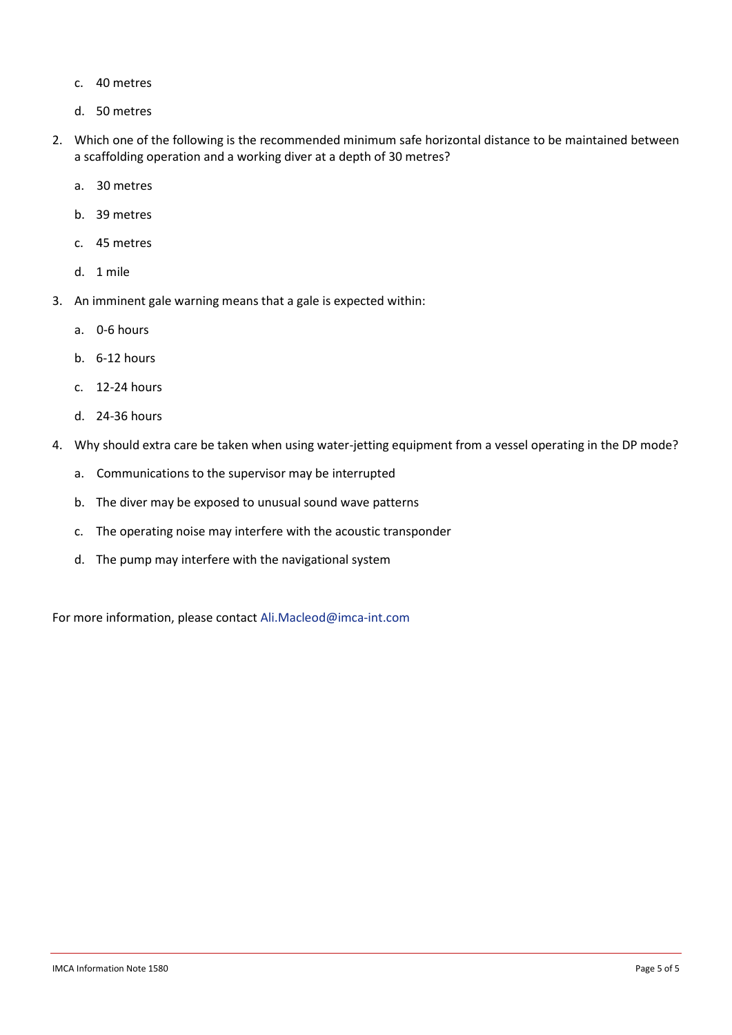c. 40 metres

   d. 50 metres

2. Which one of the following is the recommended minimum safe horizontal distance to be maintained between a scaffolding operation and a working diver at a depth of 30 metres?

   a. 30 metres

   b. 39 metres

   c. 45 metres

   d. 1 mile

3. An imminent gale warning means that a gale is expected within:

   a. 0-6 hours

   b. 6-12 hours

   c. 12-24 hours

   d. 24-36 hours

4. Why should extra care be taken when using water-jetting equipment from a vessel operating in the DP mode?

   a. Communications to the supervisor may be interrupted

   b. The diver may be exposed to unusual sound wave patterns

   c. The operating noise may interfere with the acoustic transponder

   d. The pump may interfere with the navigational system

For more information, please contact Ali.Macleod@imca-int.com